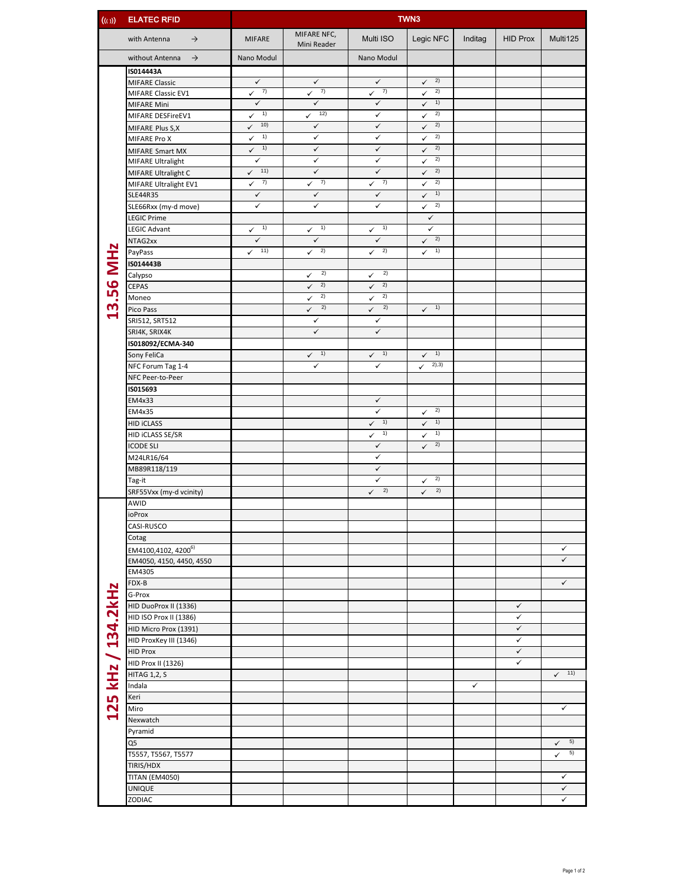| ELATEC RFID | | TWN3 | | | | | | |
|---|---|---|---|---|---|---|---|---|
| | with Antenna → | MIFARE | MIFARE NFC, Mini Reader | Multi ISO | Legic NFC | Inditag | HID Prox | Multi125 |
| | without Antenna → | Nano Modul | | Nano Modul | | | | |
| 13.56 MHz | **ISO14443A** | | | | | | | |
| | MIFARE Classic | ✓ | ✓ | ✓ | ✓ 2) | | | |
| | MIFARE Classic EV1 | ✓ 7) | ✓ 7) | ✓ 7) | ✓ 2) | | | |
| | MIFARE Mini | ✓ | ✓ | ✓ | ✓ 1) | | | |
| | MIFARE DESFireEV1 | ✓ 1) | ✓ 12) | ✓ | ✓ 2) | | | |
| | MIFARE Plus S,X | ✓ 10) | ✓ | ✓ | ✓ 2) | | | |
| | MIFARE Pro X | ✓ 1) | ✓ | ✓ | ✓ 2) | | | |
| | MIFARE Smart MX | ✓ 1) | ✓ | ✓ | ✓ 2) | | | |
| | MIFARE Ultralight | ✓ | ✓ | ✓ | ✓ 2) | | | |
| | MIFARE Ultralight C | ✓ 11) | ✓ | ✓ | ✓ 2) | | | |
| | MIFARE Ultralight EV1 | ✓ 7) | ✓ 7) | ✓ 7) | ✓ 2) | | | |
| | SLE44R35 | ✓ | ✓ | ✓ | ✓ 1) | | | |
| | SLE66Rxx (my-d move) | ✓ | ✓ | ✓ | ✓ 2) | | | |
| | LEGIC Prime | | | | ✓ | | | |
| | LEGIC Advant | ✓ 1) | ✓ 1) | ✓ 1) | ✓ | | | |
| | NTAG2xx | ✓ | ✓ | ✓ | ✓ 2) | | | |
| | PayPass | ✓ 11) | ✓ 2) | ✓ 2) | ✓ 1) | | | |
| | **ISO14443B** | | | | | | | |
| | Calypso | | ✓ 2) | ✓ 2) | | | | |
| | CEPAS | | ✓ 2) | ✓ 2) | | | | |
| | Moneo | | ✓ 2) | ✓ 2) | | | | |
| | Pico Pass | | ✓ 2) | ✓ 2) | ✓ 1) | | | |
| | SRI512, SRT512 | | ✓ | ✓ | | | | |
| | SRI4K, SRIX4K | | ✓ | ✓ | | | | |
| | **ISO18092/ECMA-340** | | | | | | | |
| | Sony FeliCa | | ✓ 1) | ✓ 1) | ✓ 1) | | | |
| | NFC Forum Tag 1-4 | | ✓ | ✓ | ✓ 2),3) | | | |
| | NFC Peer-to-Peer | | | | | | | |
| | **ISO15693** | | | | | | | |
| | EM4x33 | | | ✓ | | | | |
| | EM4x35 | | | ✓ | ✓ 2) | | | |
| | HID iCLASS | | | ✓ 1) | ✓ 1) | | | |
| | HID iCLASS SE/SR | | | ✓ 1) | ✓ 1) | | | |
| | ICODE SLI | | | ✓ | ✓ 2) | | | |
| | M24LR16/64 | | | ✓ | | | | |
| | MB89R118/119 | | | ✓ | | | | |
| | Tag-it | | | ✓ | ✓ 2) | | | |
| | SRF55Vxx (my-d vcinity) | | | ✓ 2) | ✓ 2) | | | |
| 125 kHz / 134.2kHz | AWID | | | | | | | |
| | ioProx | | | | | | | |
| | CASI-RUSCO | | | | | | | |
| | Cotag | | | | | | | |
| | EM4100,4102, 4200 6) | | | | | | | ✓ |
| | EM4050, 4150, 4450, 4550 | | | | | | | ✓ |
| | EM4305 | | | | | | | |
| | FDX-B | | | | | | | ✓ |
| | G-Prox | | | | | | | |
| | HID DuoProx II (1336) | | | | | | ✓ | |
| | HID ISO Prox II (1386) | | | | | | ✓ | |
| | HID Micro Prox (1391) | | | | | | ✓ | |
| | HID ProxKey III (1346) | | | | | | ✓ | |
| | HID Prox | | | | | | ✓ | |
| | HID Prox II (1326) | | | | | | ✓ | |
| | HITAG 1,2, S | | | | | | | ✓ 11) |
| | Indala | | | | | ✓ | | |
| | Keri | | | | | | | |
| | Miro | | | | | | | ✓ |
| | Nexwatch | | | | | | | |
| | Pyramid | | | | | | | |
| | Q5 | | | | | | | ✓ 5) |
| | T5557, T5567, T5577 | | | | | | | ✓ 5) |
| | TIRIS/HDX | | | | | | | |
| | TITAN (EM4050) | | | | | | | ✓ |
| | UNIQUE | | | | | | | ✓ |
| | ZODIAC | | | | | | | ✓ |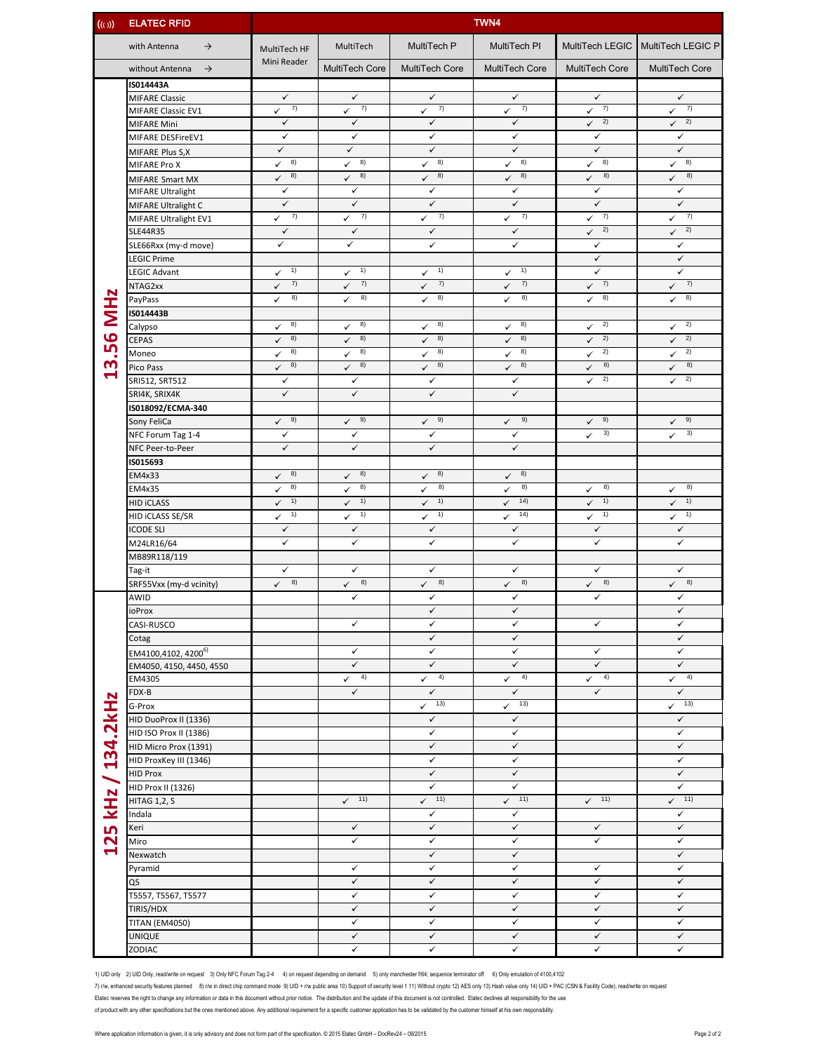| ELATEC RFID | | TWN4 | | | | | |
|---|---|---|---|---|---|---|---|
| | with Antenna → | MultiTech HF Mini Reader | MultiTech | MultiTech P | MultiTech PI | MultiTech LEGIC | MultiTech LEGIC P |
| | without Antenna → | | MultiTech Core | MultiTech Core | MultiTech Core | MultiTech Core | MultiTech Core |
| 13.56 MHz | **ISO14443A** | | | | | | |
| | MIFARE Classic | ✓ | ✓ | ✓ | ✓ | ✓ | ✓ |
| | MIFARE Classic EV1 | ✓ 7) | ✓ 7) | ✓ 7) | ✓ 7) | ✓ 7) | ✓ 7) |
| | MIFARE Mini | ✓ | ✓ | ✓ | ✓ | ✓ 2) | ✓ 2) |
| | MIFARE DESFireEV1 | ✓ | ✓ | ✓ | ✓ | ✓ | ✓ |
| | MIFARE Plus S,X | ✓ | ✓ | ✓ | ✓ | ✓ | ✓ |
| | MIFARE Pro X | ✓ 8) | ✓ 8) | ✓ 8) | ✓ 8) | ✓ 8) | ✓ 8) |
| | MIFARE Smart MX | ✓ 8) | ✓ 8) | ✓ 8) | ✓ 8) | ✓ 8) | ✓ 8) |
| | MIFARE Ultralight | ✓ | ✓ | ✓ | ✓ | ✓ | ✓ |
| | MIFARE Ultralight C | ✓ | ✓ | ✓ | ✓ | ✓ | ✓ |
| | MIFARE Ultralight EV1 | ✓ 7) | ✓ 7) | ✓ 7) | ✓ 7) | ✓ 7) | ✓ 7) |
| | SLE44R35 | ✓ | ✓ | ✓ | ✓ | ✓ 2) | ✓ 2) |
| | SLE66Rxx (my-d move) | ✓ | ✓ | ✓ | ✓ | ✓ | ✓ |
| | LEGIC Prime | | | | | ✓ | ✓ |
| | LEGIC Advant | ✓ 1) | ✓ 1) | ✓ 1) | ✓ 1) | ✓ | ✓ |
| | NTAG2xx | ✓ 7) | ✓ 7) | ✓ 7) | ✓ 7) | ✓ 7) | ✓ 7) |
| | PayPass | ✓ 8) | ✓ 8) | ✓ 8) | ✓ 8) | ✓ 8) | ✓ 8) |
| | **ISO14443B** | | | | | | |
| | Calypso | ✓ 8) | ✓ 8) | ✓ 8) | ✓ 8) | ✓ 2) | ✓ 2) |
| | CEPAS | ✓ 8) | ✓ 8) | ✓ 8) | ✓ 8) | ✓ 2) | ✓ 2) |
| | Moneo | ✓ 8) | ✓ 8) | ✓ 8) | ✓ 8) | ✓ 2) | ✓ 2) |
| | Pico Pass | ✓ 8) | ✓ 8) | ✓ 8) | ✓ 8) | ✓ 8) | ✓ 8) |
| | SRI512, SRT512 | ✓ | ✓ | ✓ | ✓ | ✓ 2) | ✓ 2) |
| | SRI4K, SRIX4K | ✓ | ✓ | ✓ | ✓ | | |
| | **ISO18092/ECMA-340** | | | | | | |
| | Sony FeliCa | ✓ 9) | ✓ 9) | ✓ 9) | ✓ 9) | ✓ 9) | ✓ 9) |
| | NFC Forum Tag 1-4 | ✓ | ✓ | ✓ | ✓ | ✓ 3) | ✓ 3) |
| | NFC Peer-to-Peer | ✓ | ✓ | ✓ | ✓ | | |
| | **ISO15693** | | | | | | |
| | EM4x33 | ✓ 8) | ✓ 8) | ✓ 8) | ✓ 8) | | |
| | EM4x35 | ✓ 8) | ✓ 8) | ✓ 8) | ✓ 8) | ✓ 8) | ✓ 8) |
| | HID iCLASS | ✓ 1) | ✓ 1) | ✓ 1) | ✓ 14) | ✓ 1) | ✓ 1) |
| | HID iCLASS SE/SR | ✓ 1) | ✓ 1) | ✓ 1) | ✓ 14) | ✓ 1) | ✓ 1) |
| | ICODE SLI | ✓ | ✓ | ✓ | ✓ | ✓ | ✓ |
| | M24LR16/64 | ✓ | ✓ | ✓ | ✓ | ✓ | ✓ |
| | MB89R118/119 | | | | | | |
| | Tag-it | ✓ | ✓ | ✓ | ✓ | ✓ | ✓ |
| | SRF55Vxx (my-d vcinity) | ✓ 8) | ✓ 8) | ✓ 8) | ✓ 8) | ✓ 8) | ✓ 8) |
| 125 kHz / 134.2kHz | AWID | | ✓ | ✓ | ✓ | ✓ | ✓ |
| | ioProx | | | ✓ | ✓ | | ✓ |
| | CASI-RUSCO | | ✓ | ✓ | ✓ | ✓ | ✓ |
| | Cotag | | | ✓ | ✓ | | ✓ |
| | EM4100,4102, 4200 6) | | ✓ | ✓ | ✓ | ✓ | ✓ |
| | EM4050, 4150, 4450, 4550 | | ✓ | ✓ | ✓ | ✓ | ✓ |
| | EM4305 | | ✓ 4) | ✓ 4) | ✓ 4) | ✓ 4) | ✓ 4) |
| | FDX-B | | ✓ | ✓ | ✓ | ✓ | ✓ |
| | G-Prox | | | ✓ 13) | ✓ 13) | | ✓ 13) |
| | HID DuoProx II (1336) | | | ✓ | ✓ | | ✓ |
| | HID ISO Prox II (1386) | | | ✓ | ✓ | | ✓ |
| | HID Micro Prox (1391) | | | ✓ | ✓ | | ✓ |
| | HID ProxKey III (1346) | | | ✓ | ✓ | | ✓ |
| | HID Prox | | | ✓ | ✓ | | ✓ |
| | HID Prox II (1326) | | | ✓ | ✓ | | ✓ |
| | HITAG 1,2, S | | ✓ 11) | ✓ 11) | ✓ 11) | ✓ 11) | ✓ 11) |
| | Indala | | | ✓ | ✓ | | ✓ |
| | Keri | | ✓ | ✓ | ✓ | ✓ | ✓ |
| | Miro | | ✓ | ✓ | ✓ | ✓ | ✓ |
| | Nexwatch | | | ✓ | ✓ | | ✓ |
| | Pyramid | | ✓ | ✓ | ✓ | ✓ | ✓ |
| | Q5 | | ✓ | ✓ | ✓ | ✓ | ✓ |
| | T5557, T5567, T5577 | | ✓ | ✓ | ✓ | ✓ | ✓ |
| | TIRIS/HDX | | ✓ | ✓ | ✓ | ✓ | ✓ |
| | TITAN (EM4050) | | ✓ | ✓ | ✓ | ✓ | ✓ |
| | UNIQUE | | ✓ | ✓ | ✓ | ✓ | ✓ |
| | ZODIAC | | ✓ | ✓ | ✓ | ✓ | ✓ |

1) UID only 2) UID Only, read/write on request 3) Only NFC Forum Tag 2-4 4) on request depending on demand 5) only manchester f/64; sequence terminator off 6) Only emulation of 4100,4102

7) r/w, enhanced security features planned 8) r/w in direct chip command mode 9) UID + r/w public area 10) Support of security level 1 11) Without crypto 12) AES only 13) Hash value only 14) UID + PAC (CSN & Facility Code), read/write on request

Elatec reserves the right to change any information or data in this document without prior notice. The distribution and the update of this document is not controlled. Elatec declines all responsibility for the use of product with any other specifications but the ones mentioned above. Any additional requirement for a specific customer application has to be validated by the customer himself at his own responsibility.

Where application information is given, it is only advisory and does not form part of the specification. © 2015 Elatec GmbH – DocRev24 – 09/2015